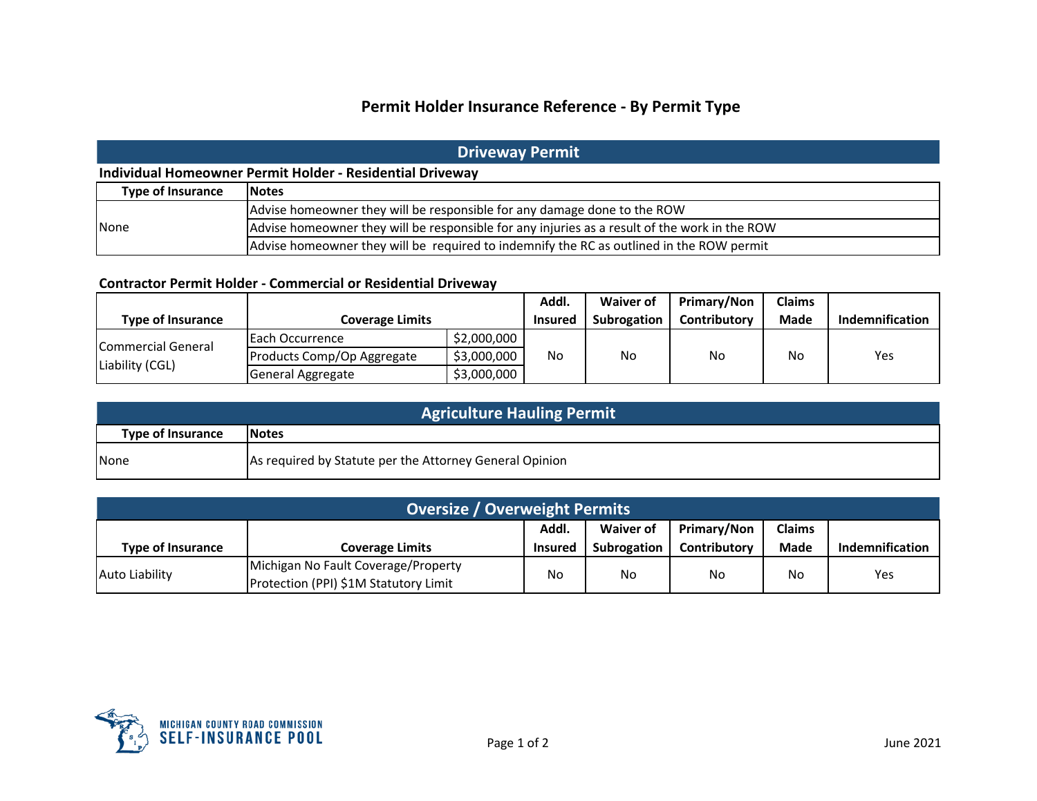# Permit Holder Insurance Reference - By Permit Type

## Driveway Permit

### Individual Homeowner Permit Holder - Residential Driveway

| Type of Insurance | Notes |
|---|---|
| None | Advise homeowner they will be responsible for any damage done to the ROW |
| | Advise homeowner they will be responsible for any injuries as a result of the work in the ROW |
| | Advise homeowner they will be required to indemnify the RC as outlined in the ROW permit |

### Contractor Permit Holder - Commercial or Residential Driveway

| Type of Insurance | Coverage Limits | | Addl. Insured | Waiver of Subrogation | Primary/Non Contributory | Claims Made | Indemnification |
|---|---|---|---|---|---|---|---|
| Commercial General Liability (CGL) | Each Occurrence | $2,000,000 | No | No | No | No | Yes |
| | Products Comp/Op Aggregate | $3,000,000 | | | | | |
| | General Aggregate | $3,000,000 | | | | | |

## Agriculture Hauling Permit

| Type of Insurance | Notes |
|---|---|
| None | As required by Statute per the Attorney General Opinion |

## Oversize / Overweight Permits

| Type of Insurance | Coverage Limits | Addl. Insured | Waiver of Subrogation | Primary/Non Contributory | Claims Made | Indemnification |
|---|---|---|---|---|---|---|
| Auto Liability | Michigan No Fault Coverage/Property Protection (PPI) $1M Statutory Limit | No | No | No | No | Yes |

MICHIGAN COUNTY ROAD COMMISSION SELF-INSURANCE POOL

June 2021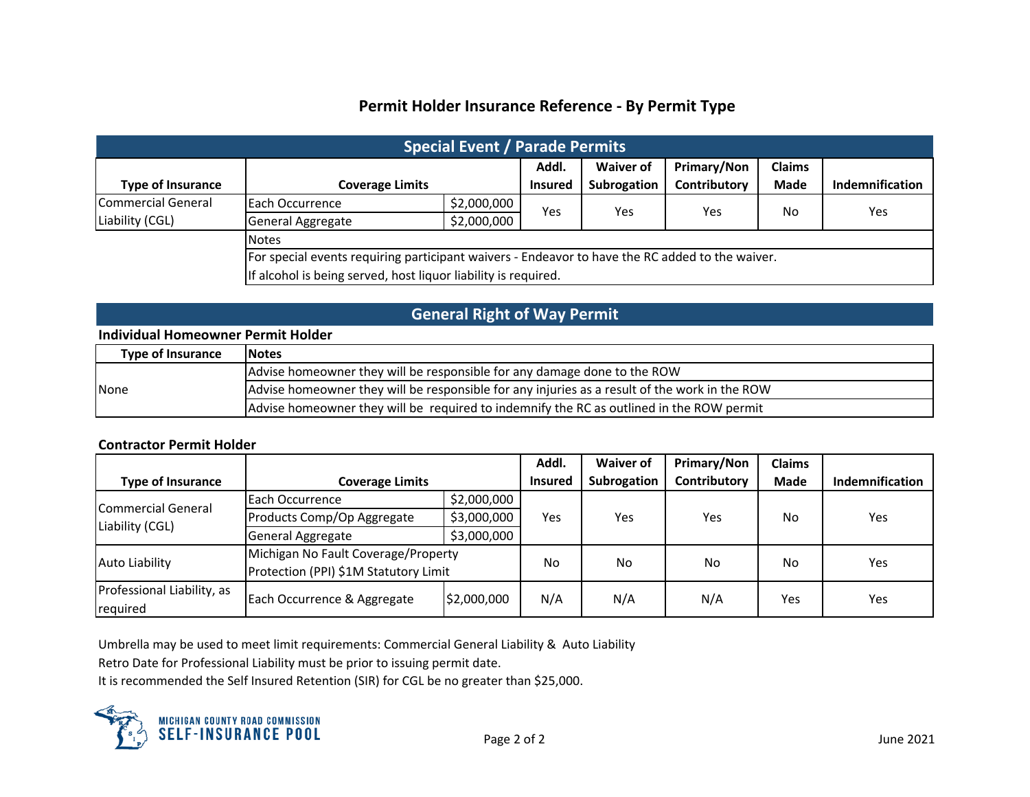# Permit Holder Insurance Reference - By Permit Type

## Special Event / Parade Permits

| Type of Insurance | Coverage Limits | | Addl. Insured | Waiver of Subrogation | Primary/Non Contributory | Claims Made | Indemnification |
|---|---|---|---|---|---|---|---|
| Commercial General Liability (CGL) | Each Occurrence | $2,000,000 | Yes | Yes | Yes | No | Yes |
| | General Aggregate | $2,000,000 | | | | | |

**Notes**

For special events requiring participant waivers - Endeavor to have the RC added to the waiver.

If alcohol is being served, host liquor liability is required.

## General Right of Way Permit

### Individual Homeowner Permit Holder

| Type of Insurance | Notes |
|---|---|
| None | Advise homeowner they will be responsible for any damage done to the ROW |
| | Advise homeowner they will be responsible for any injuries as a result of the work in the ROW |
| | Advise homeowner they will be required to indemnify the RC as outlined in the ROW permit |

### Contractor Permit Holder

| Type of Insurance | Coverage Limits | | Addl. Insured | Waiver of Subrogation | Primary/Non Contributory | Claims Made | Indemnification |
|---|---|---|---|---|---|---|---|
| Commercial General Liability (CGL) | Each Occurrence | $2,000,000 | Yes | Yes | Yes | No | Yes |
| | Products Comp/Op Aggregate | $3,000,000 | | | | | |
| | General Aggregate | $3,000,000 | | | | | |
| Auto Liability | Michigan No Fault Coverage/Property Protection (PPI) $1M Statutory Limit | | No | No | No | No | Yes |
| Professional Liability, as required | Each Occurrence & Aggregate | $2,000,000 | N/A | N/A | N/A | Yes | Yes |

Umbrella may be used to meet limit requirements: Commercial General Liability & Auto Liability

Retro Date for Professional Liability must be prior to issuing permit date.

It is recommended the Self Insured Retention (SIR) for CGL be no greater than $25,000.

MICHIGAN COUNTY ROAD COMMISSION SELF-INSURANCE POOL

June 2021